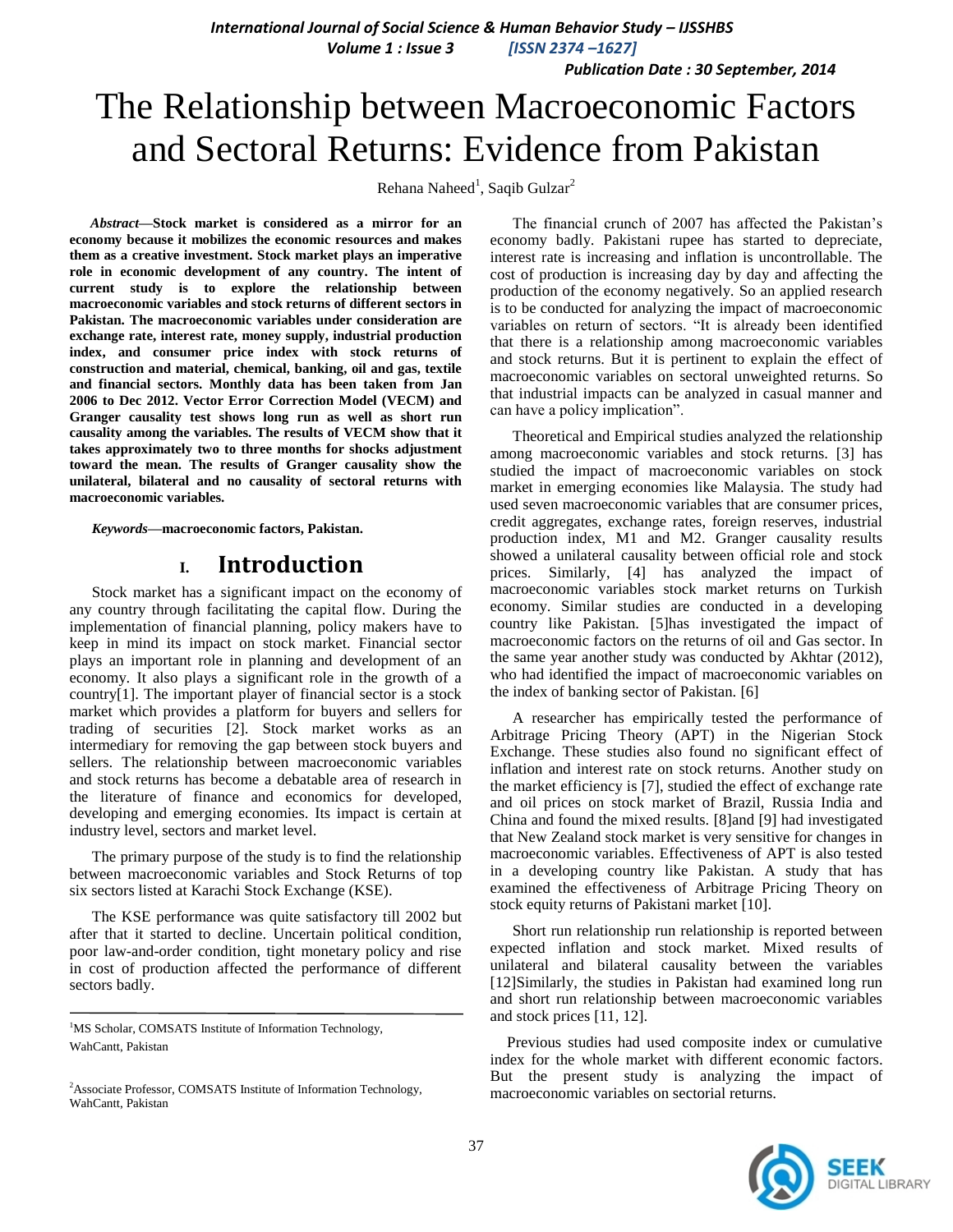# The Relationship between Macroeconomic Factors and Sectoral Returns: Evidence from Pakistan

Rehana Naheed[1], Saqib Gulzar[2]

***Abstract*—Stock market is considered as a mirror for an economy because it mobilizes the economic resources and makes them as a creative investment. Stock market plays an imperative role in economic development of any country. The intent of current study is to explore the relationship between macroeconomic variables and stock returns of different sectors in Pakistan. The macroeconomic variables under consideration are exchange rate, interest rate, money supply, industrial production index, and consumer price index with stock returns of construction and material, chemical, banking, oil and gas, textile and financial sectors. Monthly data has been taken from Jan 2006 to Dec 2012. Vector Error Correction Model (VECM) and Granger causality test shows long run as well as short run causality among the variables. The results of VECM show that it takes approximately two to three months for shocks adjustment toward the mean. The results of Granger causality show the unilateral, bilateral and no causality of sectoral returns with macroeconomic variables.**

***Keywords*—macroeconomic factors, Pakistan.**

## I. Introduction

Stock market has a significant impact on the economy of any country through facilitating the capital flow. During the implementation of financial planning, policy makers have to keep in mind its impact on stock market. Financial sector plays an important role in planning and development of an economy. It also plays a significant role in the growth of a country[1]. The important player of financial sector is a stock market which provides a platform for buyers and sellers for trading of securities [2]. Stock market works as an intermediary for removing the gap between stock buyers and sellers. The relationship between macroeconomic variables and stock returns has become a debatable area of research in the literature of finance and economics for developed, developing and emerging economies. Its impact is certain at industry level, sectors and market level.

The primary purpose of the study is to find the relationship between macroeconomic variables and Stock Returns of top six sectors listed at Karachi Stock Exchange (KSE).

The KSE performance was quite satisfactory till 2002 but after that it started to decline. Uncertain political condition, poor law-and-order condition, tight monetary policy and rise in cost of production affected the performance of different sectors badly.

The financial crunch of 2007 has affected the Pakistan's economy badly. Pakistani rupee has started to depreciate, interest rate is increasing and inflation is uncontrollable. The cost of production is increasing day by day and affecting the production of the economy negatively. So an applied research is to be conducted for analyzing the impact of macroeconomic variables on return of sectors. "It is already been identified that there is a relationship among macroeconomic variables and stock returns. But it is pertinent to explain the effect of macroeconomic variables on sectoral unweighted returns. So that industrial impacts can be analyzed in casual manner and can have a policy implication".

Theoretical and Empirical studies analyzed the relationship among macroeconomic variables and stock returns. [3] has studied the impact of macroeconomic variables on stock market in emerging economies like Malaysia. The study had used seven macroeconomic variables that are consumer prices, credit aggregates, exchange rates, foreign reserves, industrial production index, M1 and M2. Granger causality results showed a unilateral causality between official role and stock prices. Similarly, [4] has analyzed the impact of macroeconomic variables stock market returns on Turkish economy. Similar studies are conducted in a developing country like Pakistan. [5]has investigated the impact of macroeconomic factors on the returns of oil and Gas sector. In the same year another study was conducted by Akhtar (2012), who had identified the impact of macroeconomic variables on the index of banking sector of Pakistan. [6]

A researcher has empirically tested the performance of Arbitrage Pricing Theory (APT) in the Nigerian Stock Exchange. These studies also found no significant effect of inflation and interest rate on stock returns. Another study on the market efficiency is [7], studied the effect of exchange rate and oil prices on stock market of Brazil, Russia India and China and found the mixed results. [8]and [9] had investigated that New Zealand stock market is very sensitive for changes in macroeconomic variables. Effectiveness of APT is also tested in a developing country like Pakistan. A study that has examined the effectiveness of Arbitrage Pricing Theory on stock equity returns of Pakistani market [10].

Short run relationship run relationship is reported between expected inflation and stock market. Mixed results of unilateral and bilateral causality between the variables [12]Similarly, the studies in Pakistan had examined long run and short run relationship between macroeconomic variables and stock prices [11, 12].

Previous studies had used composite index or cumulative index for the whole market with different economic factors. But the present study is analyzing the impact of macroeconomic variables on sectorial returns.

---

[1]MS Scholar, COMSATS Institute of Information Technology, WahCantt, Pakistan

[2]Associate Professor, COMSATS Institute of Information Technology, WahCantt, Pakistan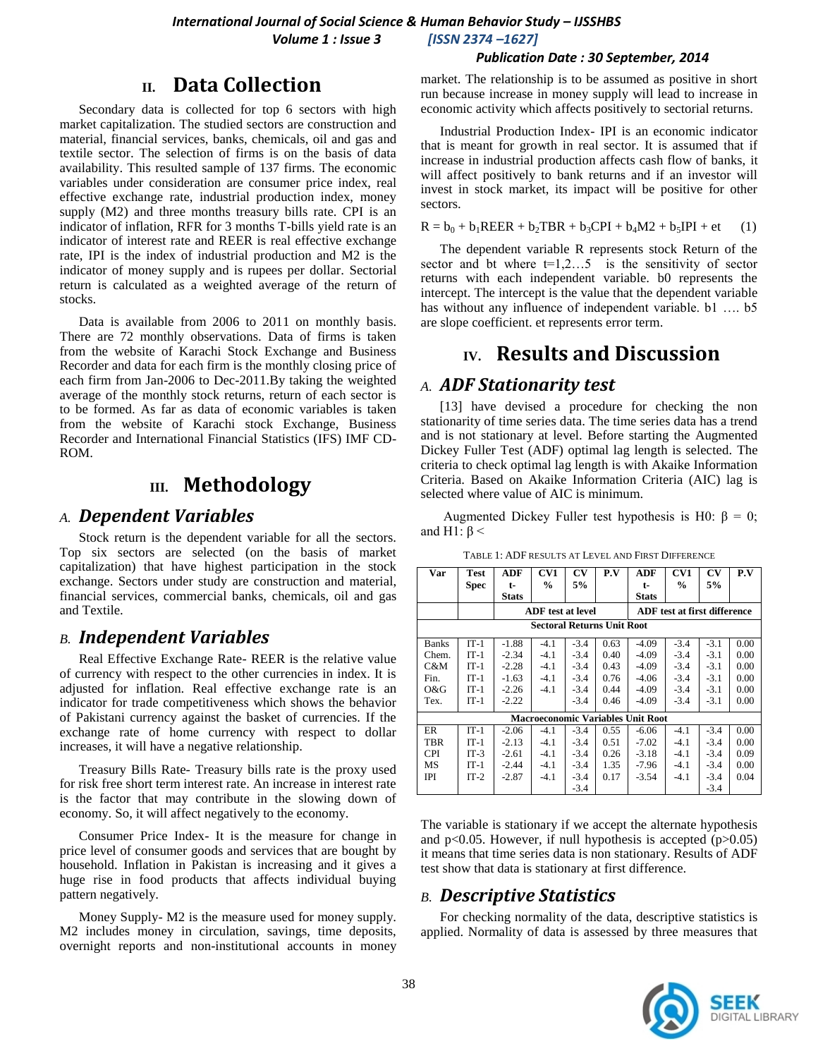## II. Data Collection

Secondary data is collected for top 6 sectors with high market capitalization. The studied sectors are construction and material, financial services, banks, chemicals, oil and gas and textile sector. The selection of firms is on the basis of data availability. This resulted sample of 137 firms. The economic variables under consideration are consumer price index, real effective exchange rate, industrial production index, money supply (M2) and three months treasury bills rate. CPI is an indicator of inflation, RFR for 3 months T-bills yield rate is an indicator of interest rate and REER is real effective exchange rate, IPI is the index of industrial production and M2 is the indicator of money supply and is rupees per dollar. Sectorial return is calculated as a weighted average of the return of stocks.

Data is available from 2006 to 2011 on monthly basis. There are 72 monthly observations. Data of firms is taken from the website of Karachi Stock Exchange and Business Recorder and data for each firm is the monthly closing price of each firm from Jan-2006 to Dec-2011.By taking the weighted average of the monthly stock returns, return of each sector is to be formed. As far as data of economic variables is taken from the website of Karachi stock Exchange, Business Recorder and International Financial Statistics (IFS) IMF CD-ROM.

## III. Methodology

### A. *Dependent Variables*

Stock return is the dependent variable for all the sectors. Top six sectors are selected (on the basis of market capitalization) that have highest participation in the stock exchange. Sectors under study are construction and material, financial services, commercial banks, chemicals, oil and gas and Textile.

### B. *Independent Variables*

Real Effective Exchange Rate- REER is the relative value of currency with respect to the other currencies in index. It is adjusted for inflation. Real effective exchange rate is an indicator for trade competitiveness which shows the behavior of Pakistani currency against the basket of currencies. If the exchange rate of home currency with respect to dollar increases, it will have a negative relationship.

Treasury Bills Rate- Treasury bills rate is the proxy used for risk free short term interest rate. An increase in interest rate is the factor that may contribute in the slowing down of economy. So, it will affect negatively to the economy.

Consumer Price Index- It is the measure for change in price level of consumer goods and services that are bought by household. Inflation in Pakistan is increasing and it gives a huge rise in food products that affects individual buying pattern negatively.

Money Supply- M2 is the measure used for money supply. M2 includes money in circulation, savings, time deposits, overnight reports and non-institutional accounts in money market. The relationship is to be assumed as positive in short run because increase in money supply will lead to increase in economic activity which affects positively to sectorial returns.

Industrial Production Index- IPI is an economic indicator that is meant for growth in real sector. It is assumed that if increase in industrial production affects cash flow of banks, it will affect positively to bank returns and if an investor will invest in stock market, its impact will be positive for other sectors.

$$R = b_0 + b_1REER + b_2TBR + b_3CPI + b_4M2 + b_5IPI + et \quad (1)$$

The dependent variable R represents stock Return of the sector and bt where t=1,2…5 is the sensitivity of sector returns with each independent variable. b0 represents the intercept. The intercept is the value that the dependent variable has without any influence of independent variable. b1 …. b5 are slope coefficient. et represents error term.

## IV. Results and Discussion

### A. *ADF Stationarity test*

[13] have devised a procedure for checking the non stationarity of time series data. The time series data has a trend and is not stationary at level. Before starting the Augmented Dickey Fuller Test (ADF) optimal lag length is selected. The criteria to check optimal lag length is with Akaike Information Criteria. Based on Akaike Information Criteria (AIC) lag is selected where value of AIC is minimum.

Augmented Dickey Fuller test hypothesis is H0: $\beta = 0$; and H1: $\beta <$

TABLE 1: ADF RESULTS AT LEVEL AND FIRST DIFFERENCE

| Var | Test Spec | ADF t-Stats | CV1 % | CV 5% | P.V | ADF t-Stats | CV1 % | CV 5% | P.V |
|---|---|---|---|---|---|---|---|---|---|
| | | ADF test at level | | | | ADF test at first difference | | | |
| **Sectoral Returns Unit Root** | | | | | | | | | |
| Banks | IT-1 | -1.88 | -4.1 | -3.4 | 0.63 | -4.09 | -3.4 | -3.1 | 0.00 |
| Chem. | IT-1 | -2.34 | -4.1 | -3.4 | 0.40 | -4.09 | -3.4 | -3.1 | 0.00 |
| C&M | IT-1 | -2.28 | -4.1 | -3.4 | 0.43 | -4.09 | -3.4 | -3.1 | 0.00 |
| Fin. | IT-1 | -1.63 | -4.1 | -3.4 | 0.76 | -4.06 | -3.4 | -3.1 | 0.00 |
| O&G | IT-1 | -2.26 | -4.1 | -3.4 | 0.44 | -4.09 | -3.4 | -3.1 | 0.00 |
| Tex. | IT-1 | -2.22 | | -3.4 | 0.46 | -4.09 | -3.4 | -3.1 | 0.00 |
| **Macroeconomic Variables Unit Root** | | | | | | | | | |
| ER | IT-1 | -2.06 | -4.1 | -3.4 | 0.55 | -6.06 | -4.1 | -3.4 | 0.00 |
| TBR | IT-1 | -2.13 | -4.1 | -3.4 | 0.51 | -7.02 | -4.1 | -3.4 | 0.00 |
| CPI | IT-3 | -2.61 | -4.1 | -3.4 | 0.26 | -3.18 | -4.1 | -3.4 | 0.09 |
| MS | IT-1 | -2.44 | -4.1 | -3.4 | 1.35 | -7.96 | -4.1 | -3.4 | 0.00 |
| IPI | IT-2 | -2.87 | -4.1 | -3.4<br>-3.4 | 0.17 | -3.54 | -4.1 | -3.4<br>-3.4 | 0.04 |

The variable is stationary if we accept the alternate hypothesis and p<0.05. However, if null hypothesis is accepted (p>0.05) it means that time series data is non stationary. Results of ADF test show that data is stationary at first difference.

### B. *Descriptive Statistics*

For checking normality of the data, descriptive statistics is applied. Normality of data is assessed by three measures that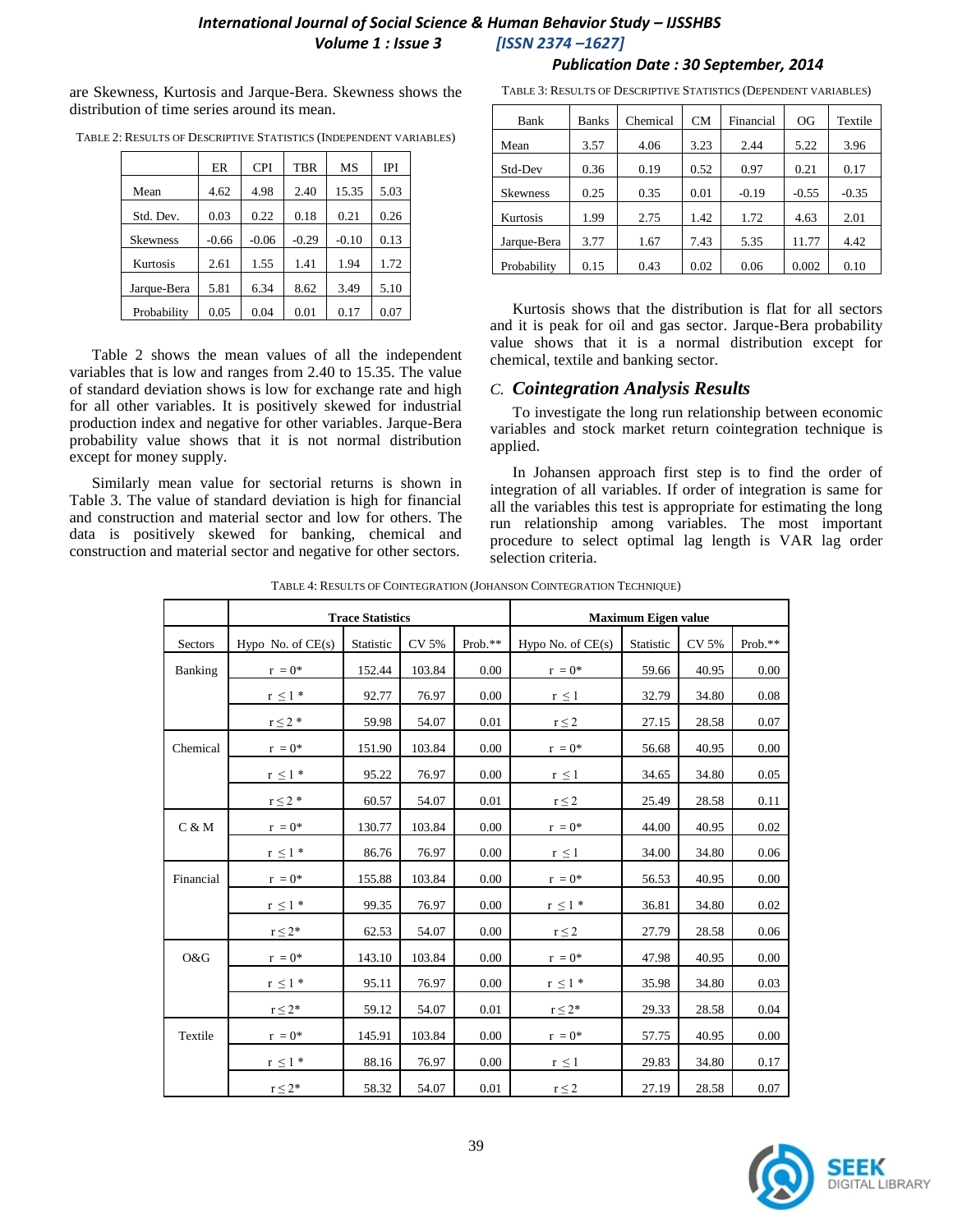are Skewness, Kurtosis and Jarque-Bera. Skewness shows the distribution of time series around its mean.

TABLE 2: RESULTS OF DESCRIPTIVE STATISTICS (INDEPENDENT VARIABLES)

| | ER | CPI | TBR | MS | IPI |
|---|---|---|---|---|---|
| Mean | 4.62 | 4.98 | 2.40 | 15.35 | 5.03 |
| Std. Dev. | 0.03 | 0.22 | 0.18 | 0.21 | 0.26 |
| Skewness | -0.66 | -0.06 | -0.29 | -0.10 | 0.13 |
| Kurtosis | 2.61 | 1.55 | 1.41 | 1.94 | 1.72 |
| Jarque-Bera | 5.81 | 6.34 | 8.62 | 3.49 | 5.10 |
| Probability | 0.05 | 0.04 | 0.01 | 0.17 | 0.07 |

Table 2 shows the mean values of all the independent variables that is low and ranges from 2.40 to 15.35. The value of standard deviation shows is low for exchange rate and high for all other variables. It is positively skewed for industrial production index and negative for other variables. Jarque-Bera probability value shows that it is not normal distribution except for money supply.

Similarly mean value for sectorial returns is shown in Table 3. The value of standard deviation is high for financial and construction and material sector and low for others. The data is positively skewed for banking, chemical and construction and material sector and negative for other sectors.

TABLE 3: RESULTS OF DESCRIPTIVE STATISTICS (DEPENDENT VARIABLES)

| Bank | Banks | Chemical | CM | Financial | OG | Textile |
|---|---|---|---|---|---|---|
| Mean | 3.57 | 4.06 | 3.23 | 2.44 | 5.22 | 3.96 |
| Std-Dev | 0.36 | 0.19 | 0.52 | 0.97 | 0.21 | 0.17 |
| Skewness | 0.25 | 0.35 | 0.01 | -0.19 | -0.55 | -0.35 |
| Kurtosis | 1.99 | 2.75 | 1.42 | 1.72 | 4.63 | 2.01 |
| Jarque-Bera | 3.77 | 1.67 | 7.43 | 5.35 | 11.77 | 4.42 |
| Probability | 0.15 | 0.43 | 0.02 | 0.06 | 0.002 | 0.10 |

Kurtosis shows that the distribution is flat for all sectors and it is peak for oil and gas sector. Jarque-Bera probability value shows that it is a normal distribution except for chemical, textile and banking sector.

### C. *Cointegration Analysis Results*

To investigate the long run relationship between economic variables and stock market return cointegration technique is applied.

In Johansen approach first step is to find the order of integration of all variables. If order of integration is same for all the variables this test is appropriate for estimating the long run relationship among variables. The most important procedure to select optimal lag length is VAR lag order selection criteria.

TABLE 4: RESULTS OF COINTEGRATION (JOHANSON COINTEGRATION TECHNIQUE)

| | Trace Statistics | | | | Maximum Eigen value | | | |
|---|---|---|---|---|---|---|---|---|
| Sectors | Hypo No. of CE(s) | Statistic | CV 5% | Prob.** | Hypo No. of CE(s) | Statistic | CV 5% | Prob.** |
| Banking | r = 0* | 152.44 | 103.84 | 0.00 | r = 0* | 59.66 | 40.95 | 0.00 |
| | r ≤ 1 * | 92.77 | 76.97 | 0.00 | r ≤ 1 | 32.79 | 34.80 | 0.08 |
| | r ≤ 2 * | 59.98 | 54.07 | 0.01 | r ≤ 2 | 27.15 | 28.58 | 0.07 |
| Chemical | r = 0* | 151.90 | 103.84 | 0.00 | r = 0* | 56.68 | 40.95 | 0.00 |
| | r ≤ 1 * | 95.22 | 76.97 | 0.00 | r ≤ 1 | 34.65 | 34.80 | 0.05 |
| | r ≤ 2 * | 60.57 | 54.07 | 0.01 | r ≤ 2 | 25.49 | 28.58 | 0.11 |
| C & M | r = 0* | 130.77 | 103.84 | 0.00 | r = 0* | 44.00 | 40.95 | 0.02 |
| | r ≤ 1 * | 86.76 | 76.97 | 0.00 | r ≤ 1 | 34.00 | 34.80 | 0.06 |
| Financial | r = 0* | 155.88 | 103.84 | 0.00 | r = 0* | 56.53 | 40.95 | 0.00 |
| | r ≤ 1 * | 99.35 | 76.97 | 0.00 | r ≤ 1 * | 36.81 | 34.80 | 0.02 |
| | r ≤ 2* | 62.53 | 54.07 | 0.00 | r ≤ 2 | 27.79 | 28.58 | 0.06 |
| O&G | r = 0* | 143.10 | 103.84 | 0.00 | r = 0* | 47.98 | 40.95 | 0.00 |
| | r ≤ 1 * | 95.11 | 76.97 | 0.00 | r ≤ 1 * | 35.98 | 34.80 | 0.03 |
| | r ≤ 2* | 59.12 | 54.07 | 0.01 | r ≤ 2* | 29.33 | 28.58 | 0.04 |
| Textile | r = 0* | 145.91 | 103.84 | 0.00 | r = 0* | 57.75 | 40.95 | 0.00 |
| | r ≤ 1 * | 88.16 | 76.97 | 0.00 | r ≤ 1 | 29.83 | 34.80 | 0.17 |
| | r ≤ 2* | 58.32 | 54.07 | 0.01 | r ≤ 2 | 27.19 | 28.58 | 0.07 |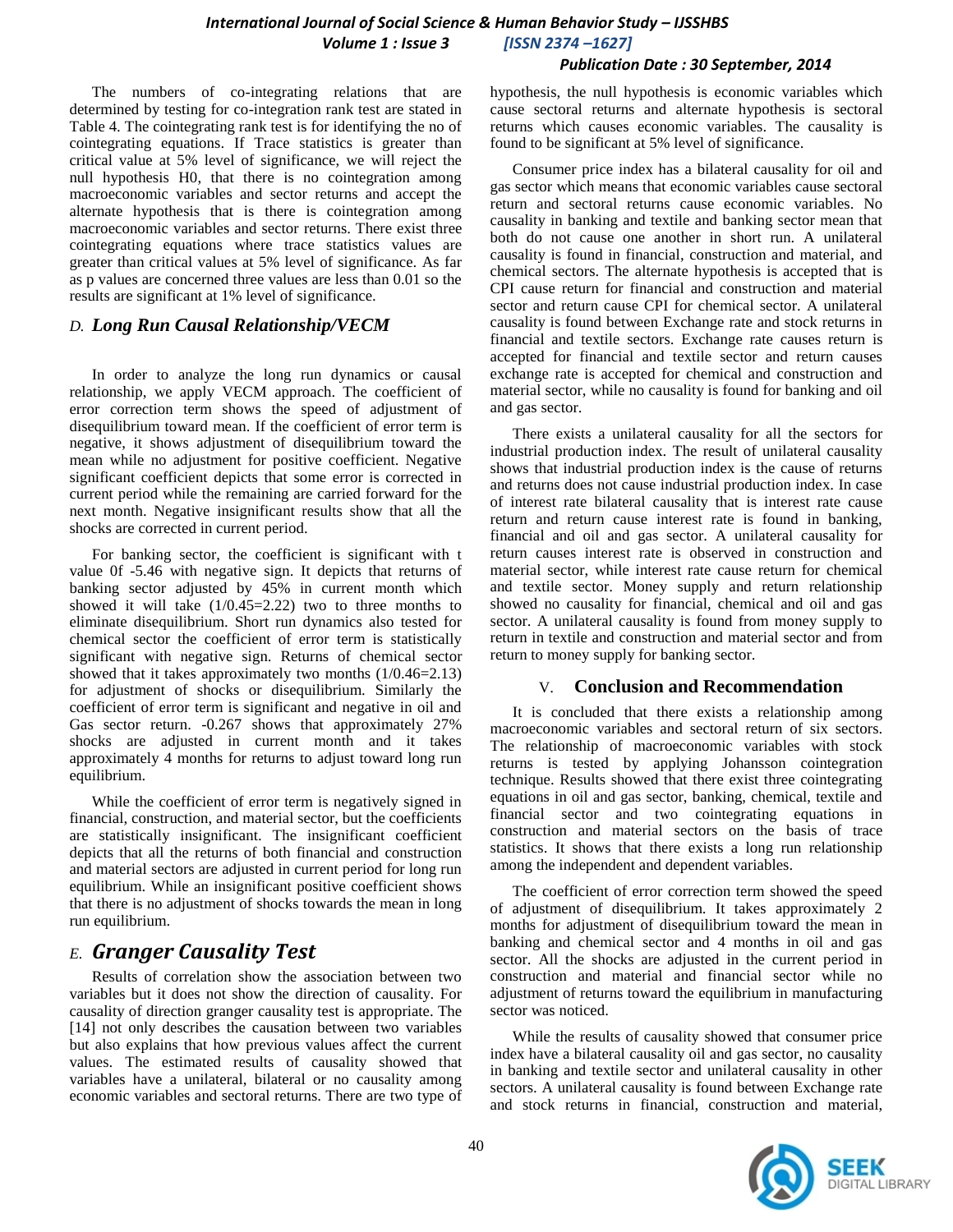The numbers of co-integrating relations that are determined by testing for co-integration rank test are stated in Table 4. The cointegrating rank test is for identifying the no of cointegrating equations. If Trace statistics is greater than critical value at 5% level of significance, we will reject the null hypothesis H0, that there is no cointegration among macroeconomic variables and sector returns and accept the alternate hypothesis that is there is cointegration among macroeconomic variables and sector returns. There exist three cointegrating equations where trace statistics values are greater than critical values at 5% level of significance. As far as p values are concerned three values are less than 0.01 so the results are significant at 1% level of significance.

### *D. Long Run Causal Relationship/VECM*

In order to analyze the long run dynamics or causal relationship, we apply VECM approach. The coefficient of error correction term shows the speed of adjustment of disequilibrium toward mean. If the coefficient of error term is negative, it shows adjustment of disequilibrium toward the mean while no adjustment for positive coefficient. Negative significant coefficient depicts that some error is corrected in current period while the remaining are carried forward for the next month. Negative insignificant results show that all the shocks are corrected in current period.

For banking sector, the coefficient is significant with t value 0f -5.46 with negative sign. It depicts that returns of banking sector adjusted by 45% in current month which showed it will take (1/0.45=2.22) two to three months to eliminate disequilibrium. Short run dynamics also tested for chemical sector the coefficient of error term is statistically significant with negative sign. Returns of chemical sector showed that it takes approximately two months (1/0.46=2.13) for adjustment of shocks or disequilibrium. Similarly the coefficient of error term is significant and negative in oil and Gas sector return. -0.267 shows that approximately 27% shocks are adjusted in current month and it takes approximately 4 months for returns to adjust toward long run equilibrium.

While the coefficient of error term is negatively signed in financial, construction, and material sector, but the coefficients are statistically insignificant. The insignificant coefficient depicts that all the returns of both financial and construction and material sectors are adjusted in current period for long run equilibrium. While an insignificant positive coefficient shows that there is no adjustment of shocks towards the mean in long run equilibrium.

### *E. Granger Causality Test*

Results of correlation show the association between two variables but it does not show the direction of causality. For causality of direction granger causality test is appropriate. The [14] not only describes the causation between two variables but also explains that how previous values affect the current values. The estimated results of causality showed that variables have a unilateral, bilateral or no causality among economic variables and sectoral returns. There are two type of hypothesis, the null hypothesis is economic variables which cause sectoral returns and alternate hypothesis is sectoral returns which causes economic variables. The causality is found to be significant at 5% level of significance.

Consumer price index has a bilateral causality for oil and gas sector which means that economic variables cause sectoral return and sectoral returns cause economic variables. No causality in banking and textile and banking sector mean that both do not cause one another in short run. A unilateral causality is found in financial, construction and material, and chemical sectors. The alternate hypothesis is accepted that is CPI cause return for financial and construction and material sector and return cause CPI for chemical sector. A unilateral causality is found between Exchange rate and stock returns in financial and textile sectors. Exchange rate causes return is accepted for financial and textile sector and return causes exchange rate is accepted for chemical and construction and material sector, while no causality is found for banking and oil and gas sector.

There exists a unilateral causality for all the sectors for industrial production index. The result of unilateral causality shows that industrial production index is the cause of returns and returns does not cause industrial production index. In case of interest rate bilateral causality that is interest rate cause return and return cause interest rate is found in banking, financial and oil and gas sector. A unilateral causality for return causes interest rate is observed in construction and material sector, while interest rate cause return for chemical and textile sector. Money supply and return relationship showed no causality for financial, chemical and oil and gas sector. A unilateral causality is found from money supply to return in textile and construction and material sector and from return to money supply for banking sector.

## V. Conclusion and Recommendation

It is concluded that there exists a relationship among macroeconomic variables and sectoral return of six sectors. The relationship of macroeconomic variables with stock returns is tested by applying Johansson cointegration technique. Results showed that there exist three cointegrating equations in oil and gas sector, banking, chemical, textile and financial sector and two cointegrating equations in construction and material sectors on the basis of trace statistics. It shows that there exists a long run relationship among the independent and dependent variables.

The coefficient of error correction term showed the speed of adjustment of disequilibrium. It takes approximately 2 months for adjustment of disequilibrium toward the mean in banking and chemical sector and 4 months in oil and gas sector. All the shocks are adjusted in the current period in construction and material and financial sector while no adjustment of returns toward the equilibrium in manufacturing sector was noticed.

While the results of causality showed that consumer price index have a bilateral causality oil and gas sector, no causality in banking and textile sector and unilateral causality in other sectors. A unilateral causality is found between Exchange rate and stock returns in financial, construction and material,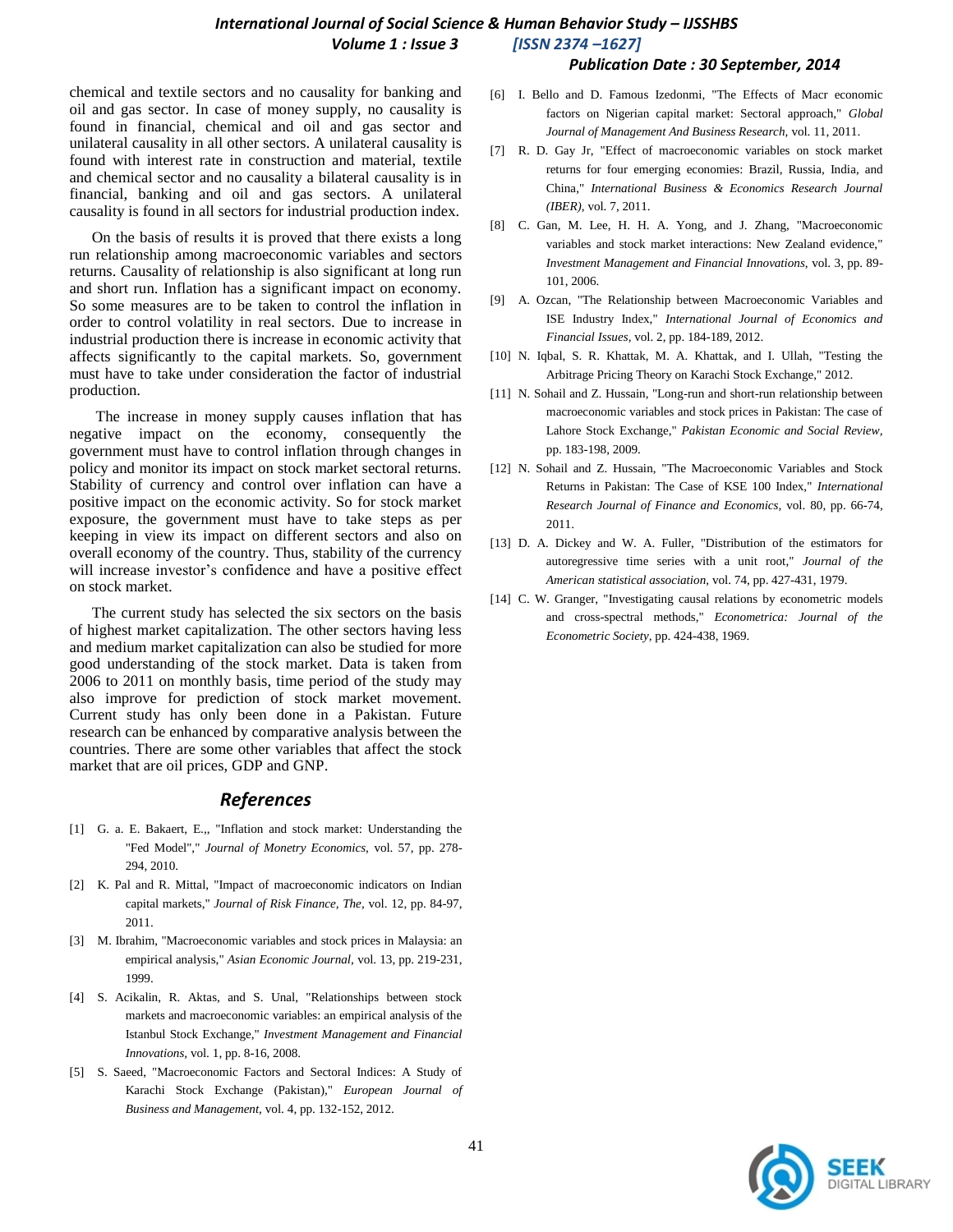chemical and textile sectors and no causality for banking and oil and gas sector. In case of money supply, no causality is found in financial, chemical and oil and gas sector and unilateral causality in all other sectors. A unilateral causality is found with interest rate in construction and material, textile and chemical sector and no causality a bilateral causality is in financial, banking and oil and gas sectors. A unilateral causality is found in all sectors for industrial production index.

On the basis of results it is proved that there exists a long run relationship among macroeconomic variables and sectors returns. Causality of relationship is also significant at long run and short run. Inflation has a significant impact on economy. So some measures are to be taken to control the inflation in order to control volatility in real sectors. Due to increase in industrial production there is increase in economic activity that affects significantly to the capital markets. So, government must have to take under consideration the factor of industrial production.

The increase in money supply causes inflation that has negative impact on the economy, consequently the government must have to control inflation through changes in policy and monitor its impact on stock market sectoral returns. Stability of currency and control over inflation can have a positive impact on the economic activity. So for stock market exposure, the government must have to take steps as per keeping in view its impact on different sectors and also on overall economy of the country. Thus, stability of the currency will increase investor's confidence and have a positive effect on stock market.

The current study has selected the six sectors on the basis of highest market capitalization. The other sectors having less and medium market capitalization can also be studied for more good understanding of the stock market. Data is taken from 2006 to 2011 on monthly basis, time period of the study may also improve for prediction of stock market movement. Current study has only been done in a Pakistan. Future research can be enhanced by comparative analysis between the countries. There are some other variables that affect the stock market that are oil prices, GDP and GNP.

## References

[1] G. a. E. Bakaert, E.,, "Inflation and stock market: Understanding the "Fed Model"," *Journal of Monetry Economics,* vol. 57, pp. 278-294, 2010.

[2] K. Pal and R. Mittal, "Impact of macroeconomic indicators on Indian capital markets," *Journal of Risk Finance, The,* vol. 12, pp. 84-97, 2011.

[3] M. Ibrahim, "Macroeconomic variables and stock prices in Malaysia: an empirical analysis," *Asian Economic Journal,* vol. 13, pp. 219-231, 1999.

[4] S. Acikalin, R. Aktas, and S. Unal, "Relationships between stock markets and macroeconomic variables: an empirical analysis of the Istanbul Stock Exchange," *Investment Management and Financial Innovations,* vol. 1, pp. 8-16, 2008.

[5] S. Saeed, "Macroeconomic Factors and Sectoral Indices: A Study of Karachi Stock Exchange (Pakistan)," *European Journal of Business and Management,* vol. 4, pp. 132-152, 2012.

[6] I. Bello and D. Famous Izedonmi, "The Effects of Macr economic factors on Nigerian capital market: Sectoral approach," *Global Journal of Management And Business Research,* vol. 11, 2011.

[7] R. D. Gay Jr, "Effect of macroeconomic variables on stock market returns for four emerging economies: Brazil, Russia, India, and China," *International Business & Economics Research Journal (IBER),* vol. 7, 2011.

[8] C. Gan, M. Lee, H. H. A. Yong, and J. Zhang, "Macroeconomic variables and stock market interactions: New Zealand evidence," *Investment Management and Financial Innovations,* vol. 3, pp. 89-101, 2006.

[9] A. Ozcan, "The Relationship between Macroeconomic Variables and ISE Industry Index," *International Journal of Economics and Financial Issues,* vol. 2, pp. 184-189, 2012.

[10] N. Iqbal, S. R. Khattak, M. A. Khattak, and I. Ullah, "Testing the Arbitrage Pricing Theory on Karachi Stock Exchange," 2012.

[11] N. Sohail and Z. Hussain, "Long-run and short-run relationship between macroeconomic variables and stock prices in Pakistan: The case of Lahore Stock Exchange," *Pakistan Economic and Social Review,* pp. 183-198, 2009.

[12] N. Sohail and Z. Hussain, "The Macroeconomic Variables and Stock Returns in Pakistan: The Case of KSE 100 Index," *International Research Journal of Finance and Economics,* vol. 80, pp. 66-74, 2011.

[13] D. A. Dickey and W. A. Fuller, "Distribution of the estimators for autoregressive time series with a unit root," *Journal of the American statistical association,* vol. 74, pp. 427-431, 1979.

[14] C. W. Granger, "Investigating causal relations by econometric models and cross-spectral methods," *Econometrica: Journal of the Econometric Society,* pp. 424-438, 1969.